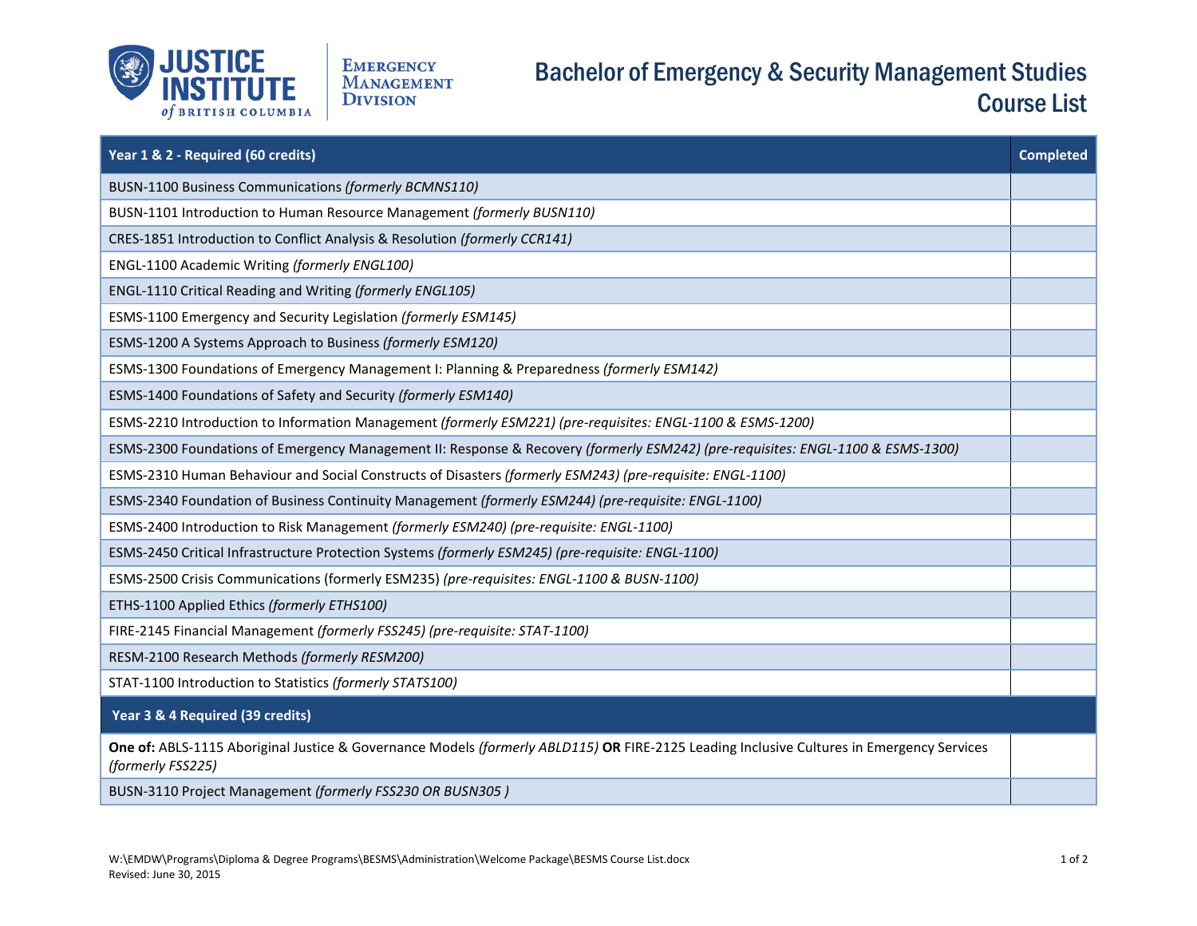Justice Institute of British Columbia — Emergency Management Division

# Bachelor of Emergency & Security Management Studies Course List

| Year 1 & 2 - Required (60 credits) | Completed |
|---|---|
| BUSN-1100 Business Communications *(formerly BCMNS110)* | |
| BUSN-1101 Introduction to Human Resource Management *(formerly BUSN110)* | |
| CRES-1851 Introduction to Conflict Analysis & Resolution *(formerly CCR141)* | |
| ENGL-1100 Academic Writing *(formerly ENGL100)* | |
| ENGL-1110 Critical Reading and Writing *(formerly ENGL105)* | |
| ESMS-1100 Emergency and Security Legislation *(formerly ESM145)* | |
| ESMS-1200 A Systems Approach to Business *(formerly ESM120)* | |
| ESMS-1300 Foundations of Emergency Management I: Planning & Preparedness *(formerly ESM142)* | |
| ESMS-1400 Foundations of Safety and Security *(formerly ESM140)* | |
| ESMS-2210 Introduction to Information Management *(formerly ESM221) (pre-requisites: ENGL-1100 & ESMS-1200)* | |
| ESMS-2300 Foundations of Emergency Management II: Response & Recovery *(formerly ESM242) (pre-requisites: ENGL-1100 & ESMS-1300)* | |
| ESMS-2310 Human Behaviour and Social Constructs of Disasters *(formerly ESM243) (pre-requisite: ENGL-1100)* | |
| ESMS-2340 Foundation of Business Continuity Management *(formerly ESM244) (pre-requisite: ENGL-1100)* | |
| ESMS-2400 Introduction to Risk Management *(formerly ESM240) (pre-requisite: ENGL-1100)* | |
| ESMS-2450 Critical Infrastructure Protection Systems *(formerly ESM245) (pre-requisite: ENGL-1100)* | |
| ESMS-2500 Crisis Communications (formerly ESM235) *(pre-requisites: ENGL-1100 & BUSN-1100)* | |
| ETHS-1100 Applied Ethics *(formerly ETHS100)* | |
| FIRE-2145 Financial Management *(formerly FSS245) (pre-requisite: STAT-1100)* | |
| RESM-2100 Research Methods *(formerly RESM200)* | |
| STAT-1100 Introduction to Statistics *(formerly STATS100)* | |
| **Year 3 & 4 Required (39 credits)** | |
| **One of:** ABLS-1115 Aboriginal Justice & Governance Models *(formerly ABLD115)* **OR** FIRE-2125 Leading Inclusive Cultures in Emergency Services *(formerly FSS225)* | |
| BUSN-3110 Project Management *(formerly FSS230 OR BUSN305 )* | |

W:\EMDW\Programs\Diploma & Degree Programs\BESMS\Administration\Welcome Package\BESMS Course List.docx
Revised: June 30, 2015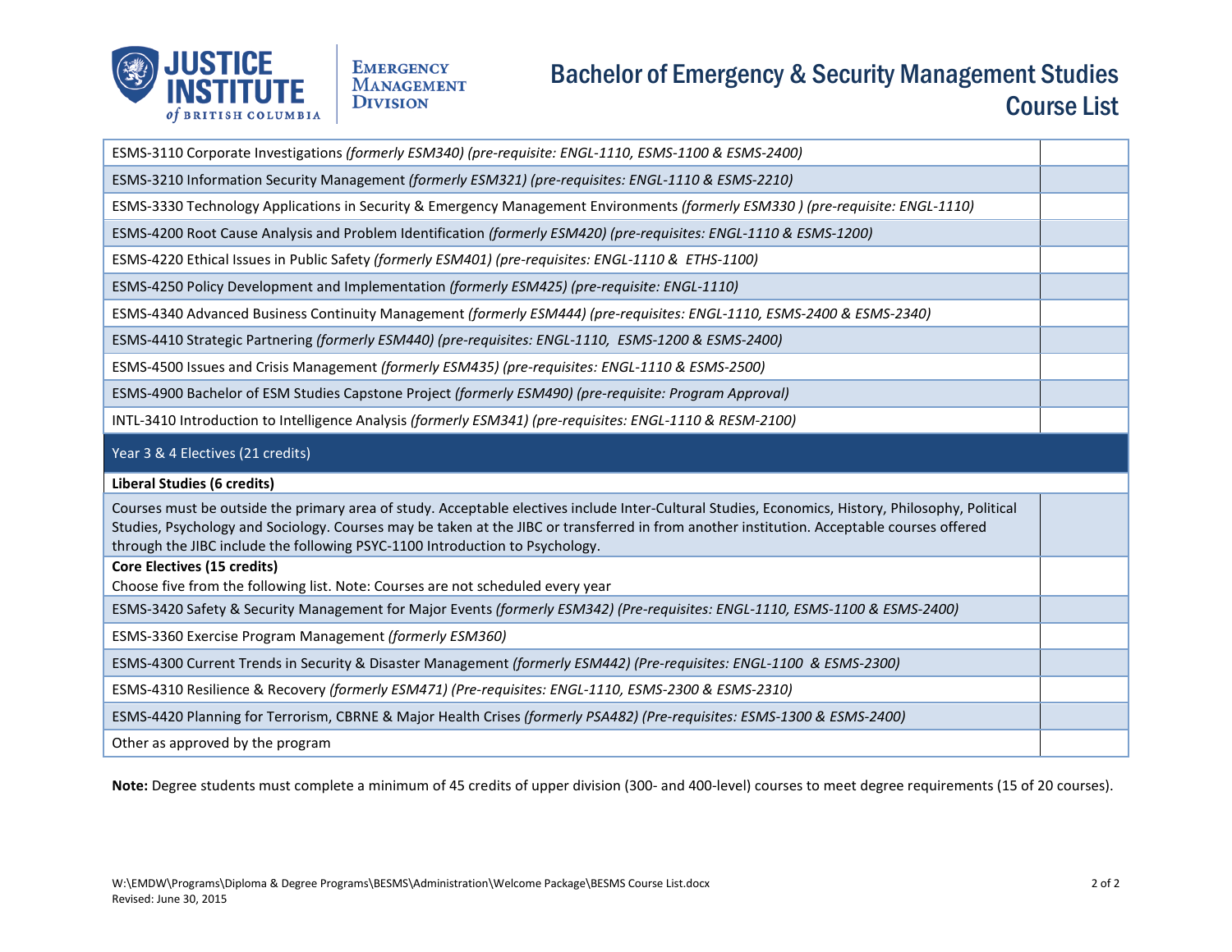# Bachelor of Emergency & Security Management Studies Course List

| | |
|---|---|
| ESMS-3110 Corporate Investigations *(formerly ESM340) (pre-requisite: ENGL-1110, ESMS-1100 & ESMS-2400)* | |
| ESMS-3210 Information Security Management *(formerly ESM321) (pre-requisites: ENGL-1110 & ESMS-2210)* | |
| ESMS-3330 Technology Applications in Security & Emergency Management Environments *(formerly ESM330 ) (pre-requisite: ENGL-1110)* | |
| ESMS-4200 Root Cause Analysis and Problem Identification *(formerly ESM420) (pre-requisites: ENGL-1110 & ESMS-1200)* | |
| ESMS-4220 Ethical Issues in Public Safety *(formerly ESM401) (pre-requisites: ENGL-1110 & ETHS-1100)* | |
| ESMS-4250 Policy Development and Implementation *(formerly ESM425) (pre-requisite: ENGL-1110)* | |
| ESMS-4340 Advanced Business Continuity Management *(formerly ESM444) (pre-requisites: ENGL-1110, ESMS-2400 & ESMS-2340)* | |
| ESMS-4410 Strategic Partnering *(formerly ESM440) (pre-requisites: ENGL-1110, ESMS-1200 & ESMS-2400)* | |
| ESMS-4500 Issues and Crisis Management *(formerly ESM435) (pre-requisites: ENGL-1110 & ESMS-2500)* | |
| ESMS-4900 Bachelor of ESM Studies Capstone Project *(formerly ESM490) (pre-requisite: Program Approval)* | |
| INTL-3410 Introduction to Intelligence Analysis *(formerly ESM341) (pre-requisites: ENGL-1110 & RESM-2100)* | |
| Year 3 & 4 Electives (21 credits) | |
| **Liberal Studies (6 credits)** | |
| Courses must be outside the primary area of study. Acceptable electives include Inter-Cultural Studies, Economics, History, Philosophy, Political Studies, Psychology and Sociology. Courses may be taken at the JIBC or transferred in from another institution. Acceptable courses offered through the JIBC include the following PSYC-1100 Introduction to Psychology. | |
| **Core Electives (15 credits)** Choose five from the following list. Note: Courses are not scheduled every year | |
| ESMS-3420 Safety & Security Management for Major Events *(formerly ESM342) (Pre-requisites: ENGL-1110, ESMS-1100 & ESMS-2400)* | |
| ESMS-3360 Exercise Program Management *(formerly ESM360)* | |
| ESMS-4300 Current Trends in Security & Disaster Management *(formerly ESM442) (Pre-requisites: ENGL-1100 & ESMS-2300)* | |
| ESMS-4310 Resilience & Recovery *(formerly ESM471) (Pre-requisites: ENGL-1110, ESMS-2300 & ESMS-2310)* | |
| ESMS-4420 Planning for Terrorism, CBRNE & Major Health Crises *(formerly PSA482) (Pre-requisites: ESMS-1300 & ESMS-2400)* | |
| Other as approved by the program | |

**Note:** Degree students must complete a minimum of 45 credits of upper division (300- and 400-level) courses to meet degree requirements (15 of 20 courses).

W:\EMDW\Programs\Diploma & Degree Programs\BESMS\Administration\Welcome Package\BESMS Course List.docx
Revised: June 30, 2015